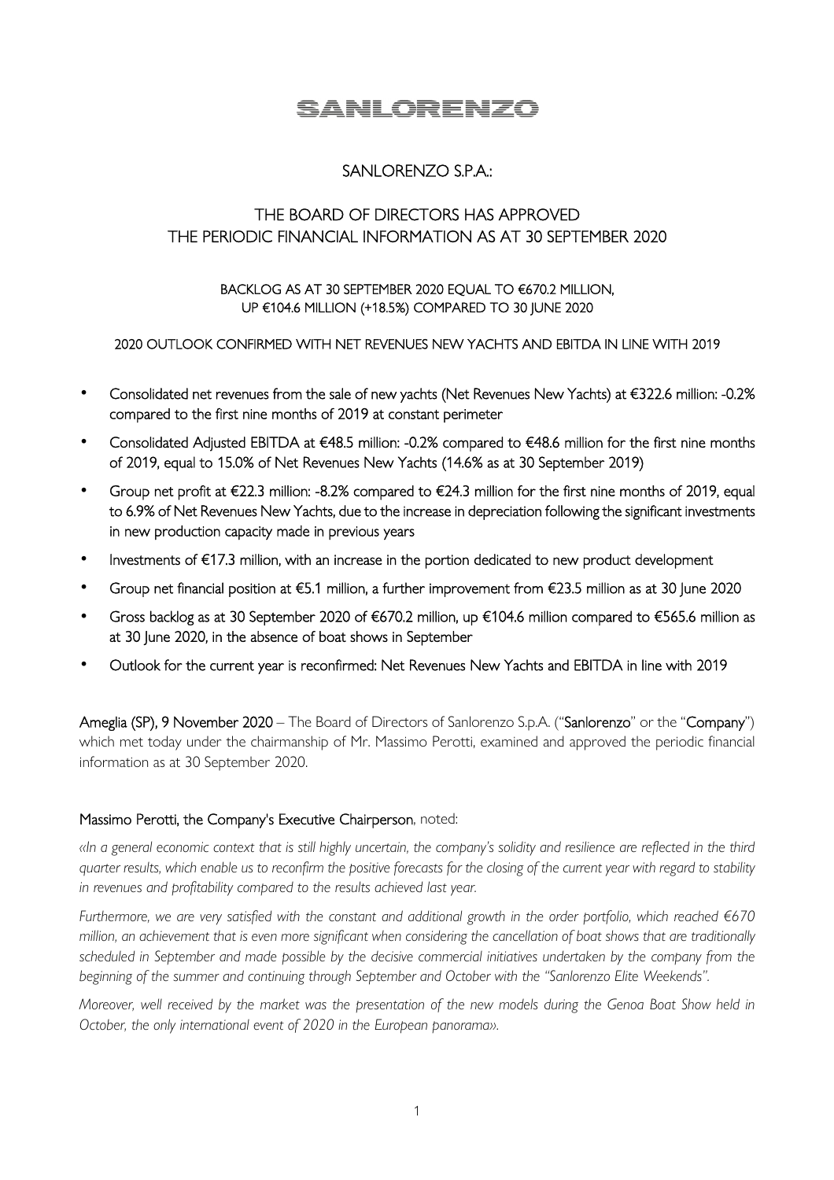# SANLORENZO

## SANLORENZO S.P.A.:

## THE BOARD OF DIRECTORS HAS APPROVED THE PERIODIC FINANCIAL INFORMATION AS AT 30 SEPTEMBER 2020

BACKLOG AS AT 30 SEPTEMBER 2020 EQUAL TO €670.2 MILLION, UP €104.6 MILLION (+18.5%) COMPARED TO 30 JUNE 2020

2020 OUTLOOK CONFIRMED WITH NET REVENUES NEW YACHTS AND EBITDA IN LINE WITH 2019

- Consolidated net revenues from the sale of new yachts (Net Revenues New Yachts) at €322.6 million: -0.2% compared to the first nine months of 2019 at constant perimeter
- Consolidated Adjusted EBITDA at €48.5 million: -0.2% compared to €48.6 million for the first nine months of 2019, equal to 15.0% of Net Revenues New Yachts (14.6% as at 30 September 2019)
- Group net profit at €22.3 million: -8.2% compared to €24.3 million for the first nine months of 2019, equal to 6.9% of Net Revenues New Yachts, due to the increase in depreciation following the significant investments in new production capacity made in previous years
- Investments of €17.3 million, with an increase in the portion dedicated to new product development
- Group net financial position at €5.1 million, a further improvement from €23.5 million as at 30 June 2020
- Gross backlog as at 30 September 2020 of €670.2 million, up €104.6 million compared to €565.6 million as at 30 June 2020, in the absence of boat shows in September
- Outlook for the current year is reconfirmed: Net Revenues New Yachts and EBITDA in line with 2019

**Ameglia (SP), 9 November 2020** – The Board of Directors of Sanlorenzo S.p.A. ("**Sanlorenzo**" or the "**Company**") which met today under the chairmanship of Mr. Massimo Perotti, examined and approved the periodic financial information as at 30 September 2020.

**Massimo Perotti, the Company's Executive Chairperson**, noted:

*«In a general economic context that is still highly uncertain, the company's solidity and resilience are reflected in the third quarter results, which enable us to reconfirm the positive forecasts for the closing of the current year with regard to stability in revenues and profitability compared to the results achieved last year.*

*Furthermore, we are very satisfied with the constant and additional growth in the order portfolio, which reached €670 million, an achievement that is even more significant when considering the cancellation of boat shows that are traditionally scheduled in September and made possible by the decisive commercial initiatives undertaken by the company from the beginning of the summer and continuing through September and October with the "Sanlorenzo Elite Weekends".*

*Moreover, well received by the market was the presentation of the new models during the Genoa Boat Show held in October, the only international event of 2020 in the European panorama».*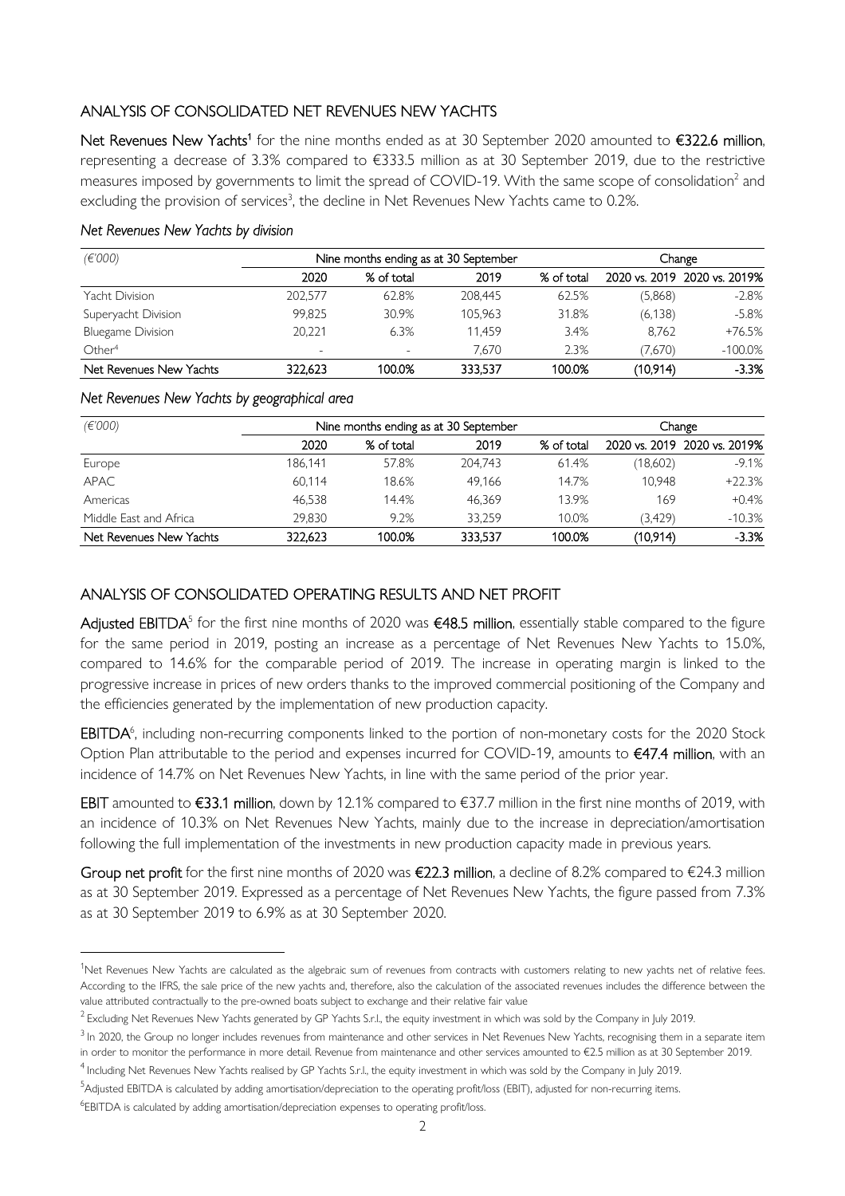## ANALYSIS OF CONSOLIDATED NET REVENUES NEW YACHTS

**Net Revenues New Yachts[1]** for the nine months ended as at 30 September 2020 amounted to **€322.6 million**, representing a decrease of 3.3% compared to €333.5 million as at 30 September 2019, due to the restrictive measures imposed by governments to limit the spread of COVID-19. With the same scope of consolidation[2] and excluding the provision of services[3], the decline in Net Revenues New Yachts came to 0.2%.

*Net Revenues New Yachts by division*

| *(€'000)* | Nine months ending as at 30 September | | | | Change | |
|---|---|---|---|---|---|---|
| | 2020 | % of total | 2019 | % of total | 2020 vs. 2019 | 2020 vs. 2019% |
| Yacht Division | 202,577 | 62.8% | 208,445 | 62.5% | (5,868) | -2.8% |
| Superyacht Division | 99,825 | 30.9% | 105,963 | 31.8% | (6,138) | -5.8% |
| Bluegame Division | 20,221 | 6.3% | 11,459 | 3.4% | 8,762 | +76.5% |
| Other[4] | - | - | 7,670 | 2.3% | (7,670) | -100.0% |
| Net Revenues New Yachts | 322,623 | 100.0% | 333,537 | 100.0% | (10,914) | -3.3% |

*Net Revenues New Yachts by geographical area*

| *(€'000)* | Nine months ending as at 30 September | | | | Change | |
|---|---|---|---|---|---|---|
| | 2020 | % of total | 2019 | % of total | 2020 vs. 2019 | 2020 vs. 2019% |
| Europe | 186,141 | 57.8% | 204,743 | 61.4% | (18,602) | -9.1% |
| APAC | 60,114 | 18.6% | 49,166 | 14.7% | 10,948 | +22.3% |
| Americas | 46,538 | 14.4% | 46,369 | 13.9% | 169 | +0.4% |
| Middle East and Africa | 29,830 | 9.2% | 33,259 | 10.0% | (3,429) | -10.3% |
| Net Revenues New Yachts | 322,623 | 100.0% | 333,537 | 100.0% | (10,914) | -3.3% |

## ANALYSIS OF CONSOLIDATED OPERATING RESULTS AND NET PROFIT

**Adjusted EBITDA[5]** for the first nine months of 2020 was **€48.5 million**, essentially stable compared to the figure for the same period in 2019, posting an increase as a percentage of Net Revenues New Yachts to 15.0%, compared to 14.6% for the comparable period of 2019. The increase in operating margin is linked to the progressive increase in prices of new orders thanks to the improved commercial positioning of the Company and the efficiencies generated by the implementation of new production capacity.

**EBITDA[6]**, including non-recurring components linked to the portion of non-monetary costs for the 2020 Stock Option Plan attributable to the period and expenses incurred for COVID-19, amounts to **€47.4 million**, with an incidence of 14.7% on Net Revenues New Yachts, in line with the same period of the prior year.

**EBIT** amounted to **€33.1 million**, down by 12.1% compared to €37.7 million in the first nine months of 2019, with an incidence of 10.3% on Net Revenues New Yachts, mainly due to the increase in depreciation/amortisation following the full implementation of the investments in new production capacity made in previous years.

**Group net profit** for the first nine months of 2020 was **€22.3 million**, a decline of 8.2% compared to €24.3 million as at 30 September 2019. Expressed as a percentage of Net Revenues New Yachts, the figure passed from 7.3% as at 30 September 2019 to 6.9% as at 30 September 2020.

---

[1] Net Revenues New Yachts are calculated as the algebraic sum of revenues from contracts with customers relating to new yachts net of relative fees. According to the IFRS, the sale price of the new yachts and, therefore, also the calculation of the associated revenues includes the difference between the value attributed contractually to the pre-owned boats subject to exchange and their relative fair value

[2] Excluding Net Revenues New Yachts generated by GP Yachts S.r.l., the equity investment in which was sold by the Company in July 2019.

[3] In 2020, the Group no longer includes revenues from maintenance and other services in Net Revenues New Yachts, recognising them in a separate item in order to monitor the performance in more detail. Revenue from maintenance and other services amounted to €2.5 million as at 30 September 2019.

[4] Including Net Revenues New Yachts realised by GP Yachts S.r.l., the equity investment in which was sold by the Company in July 2019.

[5] Adjusted EBITDA is calculated by adding amortisation/depreciation to the operating profit/loss (EBIT), adjusted for non-recurring items.

[6] EBITDA is calculated by adding amortisation/depreciation expenses to operating profit/loss.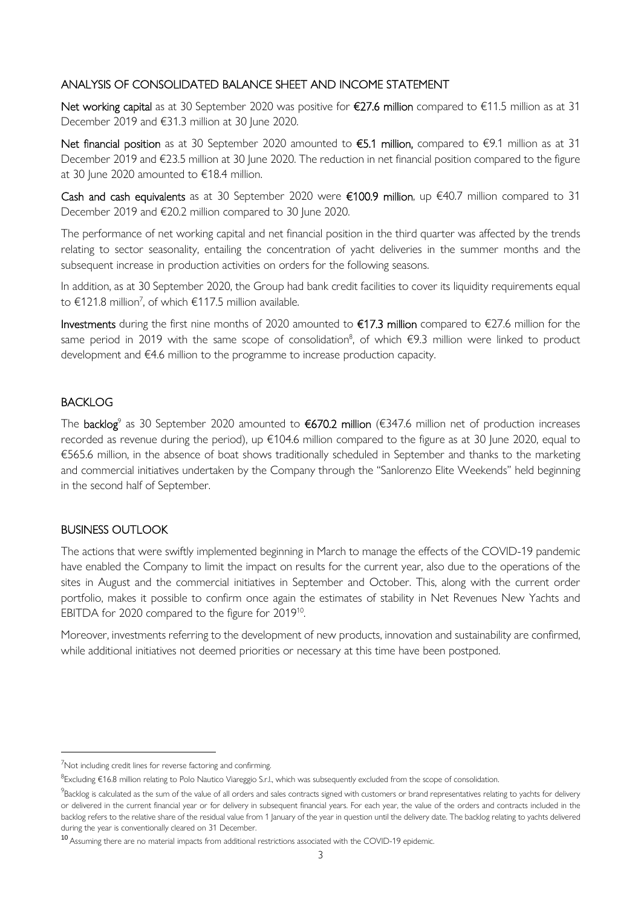## ANALYSIS OF CONSOLIDATED BALANCE SHEET AND INCOME STATEMENT

**Net working capital** as at 30 September 2020 was positive for **€27.6 million** compared to €11.5 million as at 31 December 2019 and €31.3 million at 30 June 2020.

**Net financial position** as at 30 September 2020 amounted to **€5.1 million,** compared to €9.1 million as at 31 December 2019 and €23.5 million at 30 June 2020. The reduction in net financial position compared to the figure at 30 June 2020 amounted to €18.4 million.

**Cash and cash equivalents** as at 30 September 2020 were **€100.9 million**, up €40.7 million compared to 31 December 2019 and €20.2 million compared to 30 June 2020.

The performance of net working capital and net financial position in the third quarter was affected by the trends relating to sector seasonality, entailing the concentration of yacht deliveries in the summer months and the subsequent increase in production activities on orders for the following seasons.

In addition, as at 30 September 2020, the Group had bank credit facilities to cover its liquidity requirements equal to €121.8 million[7], of which €117.5 million available.

**Investments** during the first nine months of 2020 amounted to **€17.3 million** compared to €27.6 million for the same period in 2019 with the same scope of consolidation[8], of which €9.3 million were linked to product development and €4.6 million to the programme to increase production capacity.

## BACKLOG

The **backlog**[9] as 30 September 2020 amounted to **€670.2 million** (€347.6 million net of production increases recorded as revenue during the period), up €104.6 million compared to the figure as at 30 June 2020, equal to €565.6 million, in the absence of boat shows traditionally scheduled in September and thanks to the marketing and commercial initiatives undertaken by the Company through the "Sanlorenzo Elite Weekends" held beginning in the second half of September.

## BUSINESS OUTLOOK

The actions that were swiftly implemented beginning in March to manage the effects of the COVID-19 pandemic have enabled the Company to limit the impact on results for the current year, also due to the operations of the sites in August and the commercial initiatives in September and October. This, along with the current order portfolio, makes it possible to confirm once again the estimates of stability in Net Revenues New Yachts and EBITDA for 2020 compared to the figure for 2019[10].

Moreover, investments referring to the development of new products, innovation and sustainability are confirmed, while additional initiatives not deemed priorities or necessary at this time have been postponed.

---

[7] Not including credit lines for reverse factoring and confirming.

[8] Excluding €16.8 million relating to Polo Nautico Viareggio S.r.l., which was subsequently excluded from the scope of consolidation.

[9] Backlog is calculated as the sum of the value of all orders and sales contracts signed with customers or brand representatives relating to yachts for delivery or delivered in the current financial year or for delivery in subsequent financial years. For each year, the value of the orders and contracts included in the backlog refers to the relative share of the residual value from 1 January of the year in question until the delivery date. The backlog relating to yachts delivered during the year is conventionally cleared on 31 December.

[10] Assuming there are no material impacts from additional restrictions associated with the COVID-19 epidemic.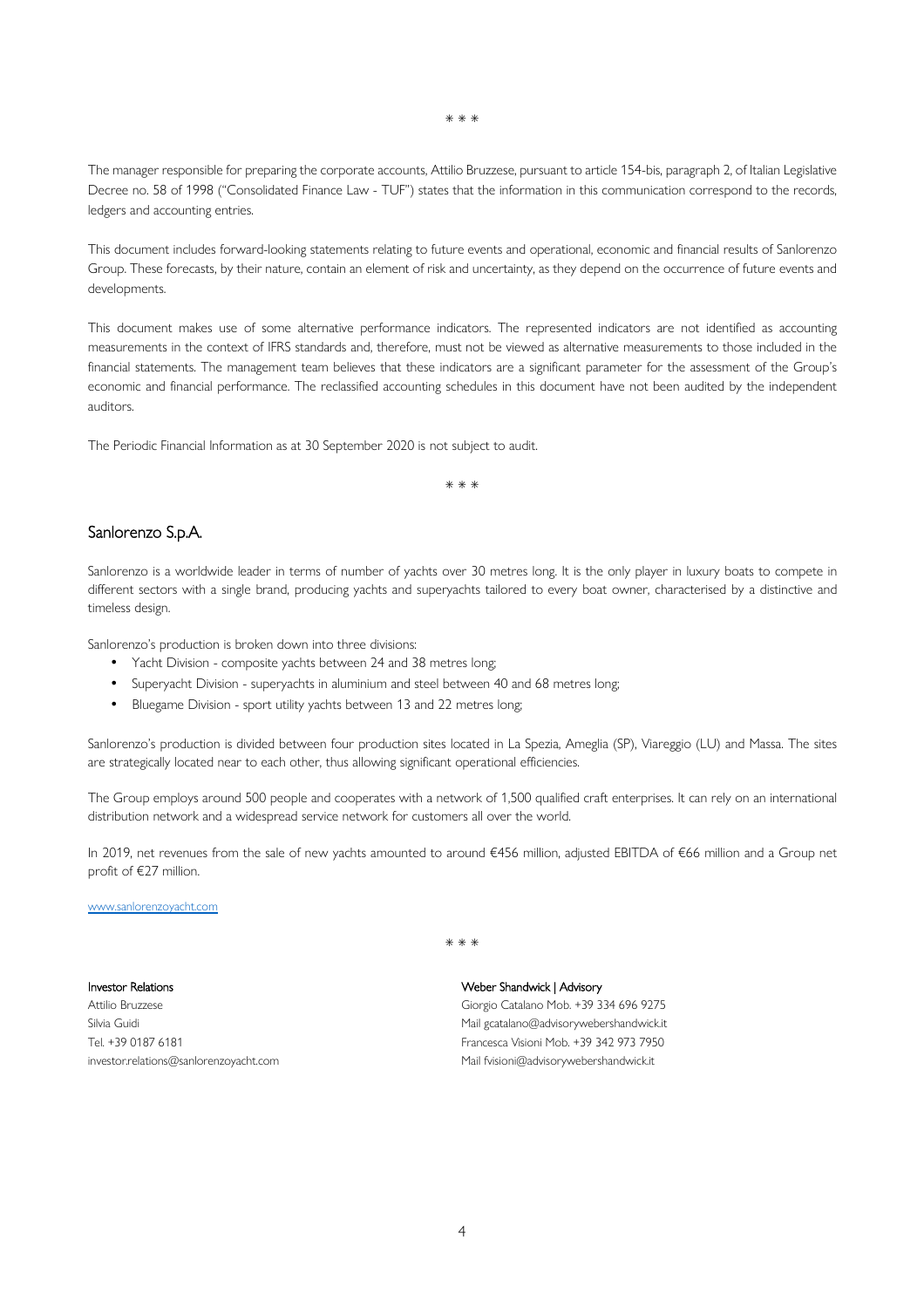\* \* \*

The manager responsible for preparing the corporate accounts, Attilio Bruzzese, pursuant to article 154-bis, paragraph 2, of Italian Legislative Decree no. 58 of 1998 ("Consolidated Finance Law - TUF") states that the information in this communication correspond to the records, ledgers and accounting entries.

This document includes forward-looking statements relating to future events and operational, economic and financial results of Sanlorenzo Group. These forecasts, by their nature, contain an element of risk and uncertainty, as they depend on the occurrence of future events and developments.

This document makes use of some alternative performance indicators. The represented indicators are not identified as accounting measurements in the context of IFRS standards and, therefore, must not be viewed as alternative measurements to those included in the financial statements. The management team believes that these indicators are a significant parameter for the assessment of the Group's economic and financial performance. The reclassified accounting schedules in this document have not been audited by the independent auditors.

The Periodic Financial Information as at 30 September 2020 is not subject to audit.

\* \* \*

## Sanlorenzo S.p.A.

Sanlorenzo is a worldwide leader in terms of number of yachts over 30 metres long. It is the only player in luxury boats to compete in different sectors with a single brand, producing yachts and superyachts tailored to every boat owner, characterised by a distinctive and timeless design.

Sanlorenzo's production is broken down into three divisions:

- Yacht Division - composite yachts between 24 and 38 metres long;
- Superyacht Division - superyachts in aluminium and steel between 40 and 68 metres long;
- Bluegame Division - sport utility yachts between 13 and 22 metres long;

Sanlorenzo's production is divided between four production sites located in La Spezia, Ameglia (SP), Viareggio (LU) and Massa. The sites are strategically located near to each other, thus allowing significant operational efficiencies.

The Group employs around 500 people and cooperates with a network of 1,500 qualified craft enterprises. It can rely on an international distribution network and a widespread service network for customers all over the world.

In 2019, net revenues from the sale of new yachts amounted to around €456 million, adjusted EBITDA of €66 million and a Group net profit of €27 million.

www.sanlorenzoyacht.com

\* \* \*

**Investor Relations**
Attilio Bruzzese
Silvia Guidi
Tel. +39 0187 6181
investor.relations@sanlorenzoyacht.com

**Weber Shandwick | Advisory**
Giorgio Catalano Mob. +39 334 696 9275
Mail gcatalano@advisorywebershandwick.it
Francesca Visioni Mob. +39 342 973 7950
Mail fvisioni@advisorywebershandwick.it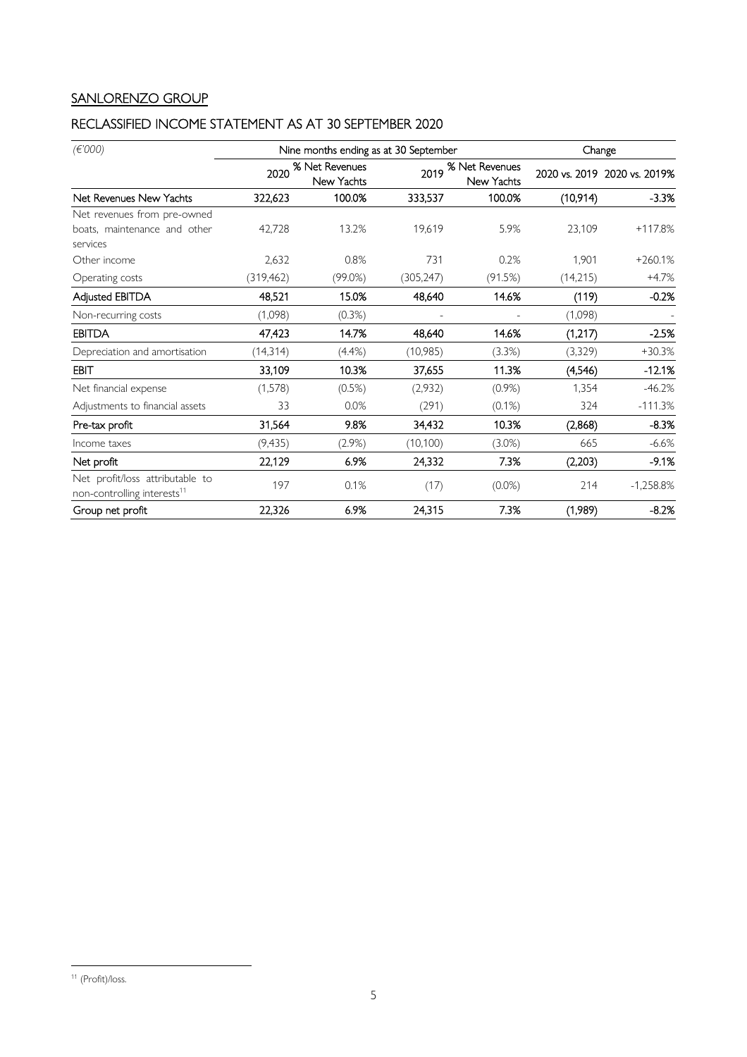SANLORENZO GROUP

RECLASSIFIED INCOME STATEMENT AS AT 30 SEPTEMBER 2020

| *(€'000)* | Nine months ending as at 30 September | | | | Change | |
|---|---|---|---|---|---|---|
| | 2020 | % Net Revenues New Yachts | 2019 | % Net Revenues New Yachts | 2020 vs. 2019 | 2020 vs. 2019% |
| **Net Revenues New Yachts** | **322,623** | **100.0%** | **333,537** | **100.0%** | **(10,914)** | **-3.3%** |
| Net revenues from pre-owned boats, maintenance and other services | 42,728 | 13.2% | 19,619 | 5.9% | 23,109 | +117.8% |
| Other income | 2,632 | 0.8% | 731 | 0.2% | 1,901 | +260.1% |
| Operating costs | (319,462) | (99.0%) | (305,247) | (91.5%) | (14,215) | +4.7% |
| **Adjusted EBITDA** | **48,521** | **15.0%** | **48,640** | **14.6%** | **(119)** | **-0.2%** |
| Non-recurring costs | (1,098) | (0.3%) | - | - | (1,098) | - |
| **EBITDA** | **47,423** | **14.7%** | **48,640** | **14.6%** | **(1,217)** | **-2.5%** |
| Depreciation and amortisation | (14,314) | (4.4%) | (10,985) | (3.3%) | (3,329) | +30.3% |
| **EBIT** | **33,109** | **10.3%** | **37,655** | **11.3%** | **(4,546)** | **-12.1%** |
| Net financial expense | (1,578) | (0.5%) | (2,932) | (0.9%) | 1,354 | -46.2% |
| Adjustments to financial assets | 33 | 0.0% | (291) | (0.1%) | 324 | -111.3% |
| **Pre-tax profit** | **31,564** | **9.8%** | **34,432** | **10.3%** | **(2,868)** | **-8.3%** |
| Income taxes | (9,435) | (2.9%) | (10,100) | (3.0%) | 665 | -6.6% |
| **Net profit** | **22,129** | **6.9%** | **24,332** | **7.3%** | **(2,203)** | **-9.1%** |
| Net profit/loss attributable to non-controlling interests[11] | 197 | 0.1% | (17) | (0.0%) | 214 | -1,258.8% |
| **Group net profit** | **22,326** | **6.9%** | **24,315** | **7.3%** | **(1,989)** | **-8.2%** |

[11] (Profit)/loss.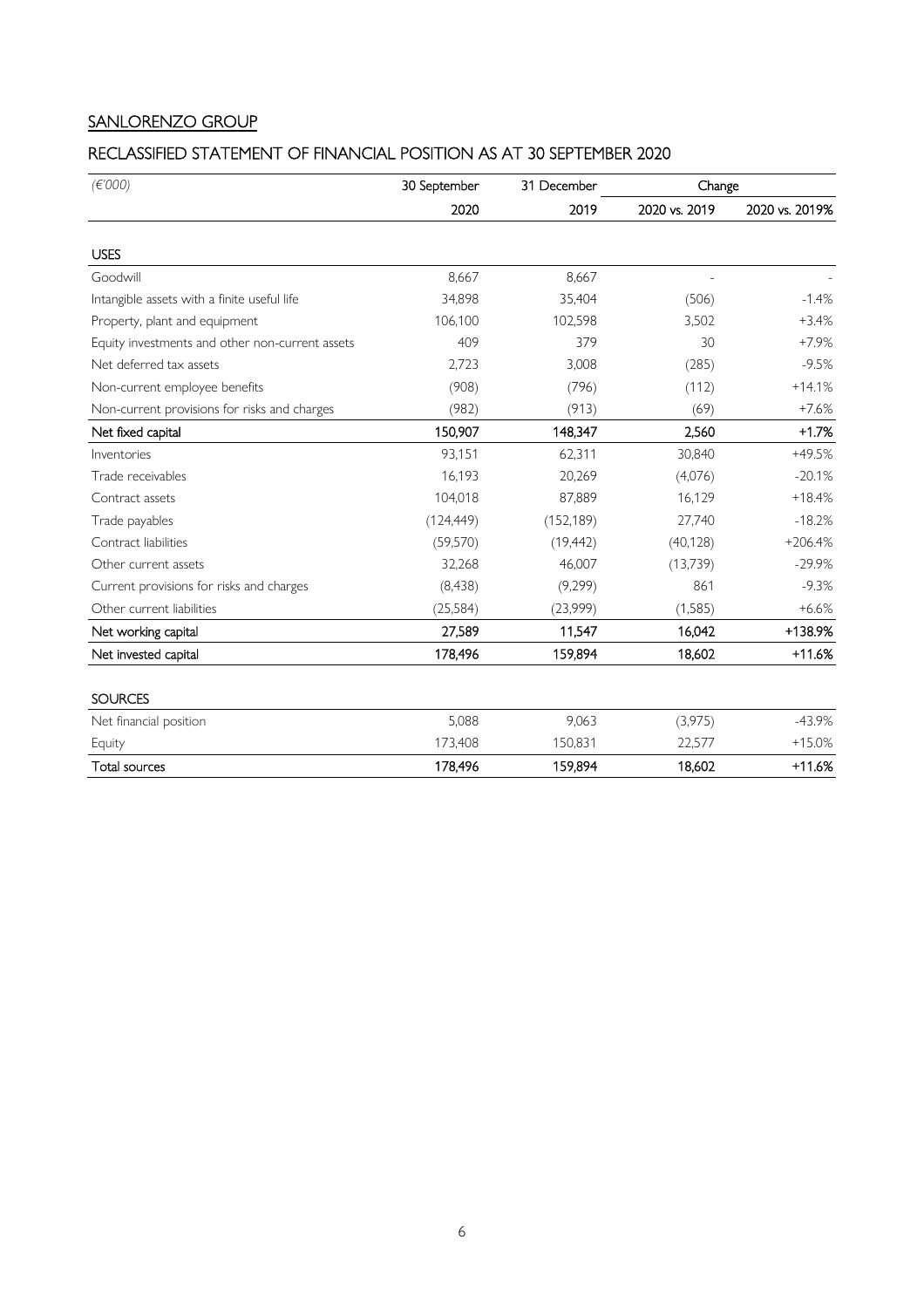SANLORENZO GROUP

## RECLASSIFIED STATEMENT OF FINANCIAL POSITION AS AT 30 SEPTEMBER 2020

| *(€'000)* | 30 September | 31 December | Change | |
|---|---|---|---|---|
| | 2020 | 2019 | 2020 vs. 2019 | 2020 vs. 2019% |
| **USES** | | | | |
| Goodwill | 8,667 | 8,667 | - | - |
| Intangible assets with a finite useful life | 34,898 | 35,404 | (506) | -1.4% |
| Property, plant and equipment | 106,100 | 102,598 | 3,502 | +3.4% |
| Equity investments and other non-current assets | 409 | 379 | 30 | +7.9% |
| Net deferred tax assets | 2,723 | 3,008 | (285) | -9.5% |
| Non-current employee benefits | (908) | (796) | (112) | +14.1% |
| Non-current provisions for risks and charges | (982) | (913) | (69) | +7.6% |
| **Net fixed capital** | **150,907** | **148,347** | **2,560** | **+1.7%** |
| Inventories | 93,151 | 62,311 | 30,840 | +49.5% |
| Trade receivables | 16,193 | 20,269 | (4,076) | -20.1% |
| Contract assets | 104,018 | 87,889 | 16,129 | +18.4% |
| Trade payables | (124,449) | (152,189) | 27,740 | -18.2% |
| Contract liabilities | (59,570) | (19,442) | (40,128) | +206.4% |
| Other current assets | 32,268 | 46,007 | (13,739) | -29.9% |
| Current provisions for risks and charges | (8,438) | (9,299) | 861 | -9.3% |
| Other current liabilities | (25,584) | (23,999) | (1,585) | +6.6% |
| **Net working capital** | **27,589** | **11,547** | **16,042** | **+138.9%** |
| **Net invested capital** | **178,496** | **159,894** | **18,602** | **+11.6%** |
| **SOURCES** | | | | |
| Net financial position | 5,088 | 9,063 | (3,975) | -43.9% |
| Equity | 173,408 | 150,831 | 22,577 | +15.0% |
| **Total sources** | **178,496** | **159,894** | **18,602** | **+11.6%** |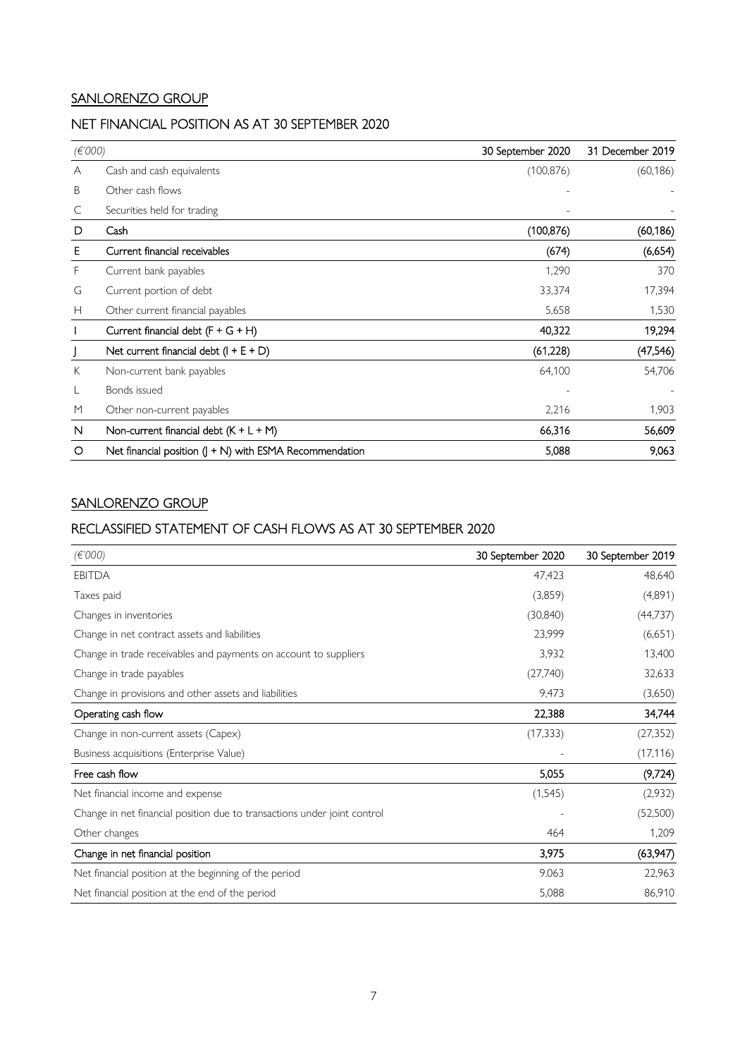## SANLORENZO GROUP

## NET FINANCIAL POSITION AS AT 30 SEPTEMBER 2020

| *(€'000)* | | 30 September 2020 | 31 December 2019 |
|---|---|---|---|
| A | Cash and cash equivalents | (100,876) | (60,186) |
| B | Other cash flows | - | - |
| C | Securities held for trading | - | - |
| D | Cash | (100,876) | (60,186) |
| E | Current financial receivables | (674) | (6,654) |
| F | Current bank payables | 1,290 | 370 |
| G | Current portion of debt | 33,374 | 17,394 |
| H | Other current financial payables | 5,658 | 1,530 |
| I | Current financial debt (F + G + H) | 40,322 | 19,294 |
| J | Net current financial debt (I + E + D) | (61,228) | (47,546) |
| K | Non-current bank payables | 64,100 | 54,706 |
| L | Bonds issued | - | - |
| M | Other non-current payables | 2,216 | 1,903 |
| N | Non-current financial debt (K + L + M) | 66,316 | 56,609 |
| O | Net financial position (J + N) with ESMA Recommendation | 5,088 | 9,063 |

## SANLORENZO GROUP

## RECLASSIFIED STATEMENT OF CASH FLOWS AS AT 30 SEPTEMBER 2020

| *(€'000)* | 30 September 2020 | 30 September 2019 |
|---|---|---|
| EBITDA | 47,423 | 48,640 |
| Taxes paid | (3,859) | (4,891) |
| Changes in inventories | (30,840) | (44,737) |
| Change in net contract assets and liabilities | 23,999 | (6,651) |
| Change in trade receivables and payments on account to suppliers | 3,932 | 13,400 |
| Change in trade payables | (27,740) | 32,633 |
| Change in provisions and other assets and liabilities | 9,473 | (3,650) |
| Operating cash flow | 22,388 | 34,744 |
| Change in non-current assets (Capex) | (17,333) | (27,352) |
| Business acquisitions (Enterprise Value) | - | (17,116) |
| Free cash flow | 5,055 | (9,724) |
| Net financial income and expense | (1,545) | (2,932) |
| Change in net financial position due to transactions under joint control | - | (52,500) |
| Other changes | 464 | 1,209 |
| Change in net financial position | 3,975 | (63,947) |
| Net financial position at the beginning of the period | 9.063 | 22,963 |
| Net financial position at the end of the period | 5,088 | 86,910 |